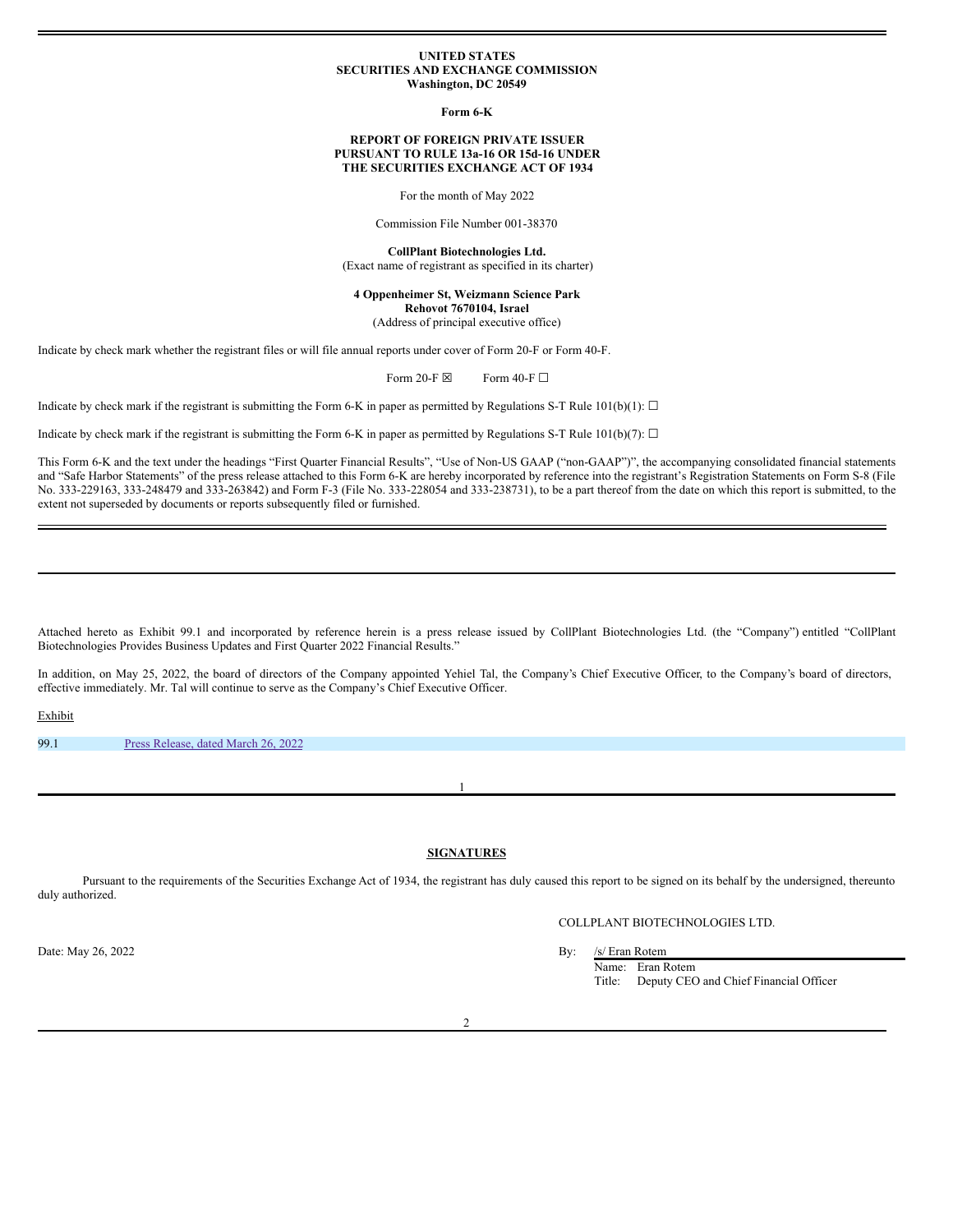**UNITED STATES**
**SECURITIES AND EXCHANGE COMMISSION**
**Washington, DC 20549**

**Form 6-K**

**REPORT OF FOREIGN PRIVATE ISSUER**
**PURSUANT TO RULE 13a-16 OR 15d-16 UNDER**
**THE SECURITIES EXCHANGE ACT OF 1934**

For the month of May 2022

Commission File Number 001-38370

**CollPlant Biotechnologies Ltd.**
(Exact name of registrant as specified in its charter)

**4 Oppenheimer St, Weizmann Science Park**
**Rehovot 7670104, Israel**
(Address of principal executive office)

Indicate by check mark whether the registrant files or will file annual reports under cover of Form 20-F or Form 40-F.

Form 20-F ☒ Form 40-F ☐

Indicate by check mark if the registrant is submitting the Form 6-K in paper as permitted by Regulations S-T Rule 101(b)(1): ☐

Indicate by check mark if the registrant is submitting the Form 6-K in paper as permitted by Regulations S-T Rule 101(b)(7): ☐

This Form 6-K and the text under the headings "First Quarter Financial Results", "Use of Non-US GAAP ("non-GAAP")", the accompanying consolidated financial statements and "Safe Harbor Statements" of the press release attached to this Form 6-K are hereby incorporated by reference into the registrant's Registration Statements on Form S-8 (File No. 333-229163, 333-248479 and 333-263842) and Form F-3 (File No. 333-228054 and 333-238731), to be a part thereof from the date on which this report is submitted, to the extent not superseded by documents or reports subsequently filed or furnished.

---

Attached hereto as Exhibit 99.1 and incorporated by reference herein is a press release issued by CollPlant Biotechnologies Ltd. (the "Company") entitled "CollPlant Biotechnologies Provides Business Updates and First Quarter 2022 Financial Results."

In addition, on May 25, 2022, the board of directors of the Company appointed Yehiel Tal, the Company's Chief Executive Officer, to the Company's board of directors, effective immediately. Mr. Tal will continue to serve as the Company's Chief Executive Officer.

Exhibit

| | |
|---|---|
| 99.1 | Press Release, dated March 26, 2022 |

---

**SIGNATURES**

Pursuant to the requirements of the Securities Exchange Act of 1934, the registrant has duly caused this report to be signed on its behalf by the undersigned, thereunto duly authorized.

COLLPLANT BIOTECHNOLOGIES LTD.

Date: May 26, 2022

By: /s/ Eran Rotem
Name: Eran Rotem
Title: Deputy CEO and Chief Financial Officer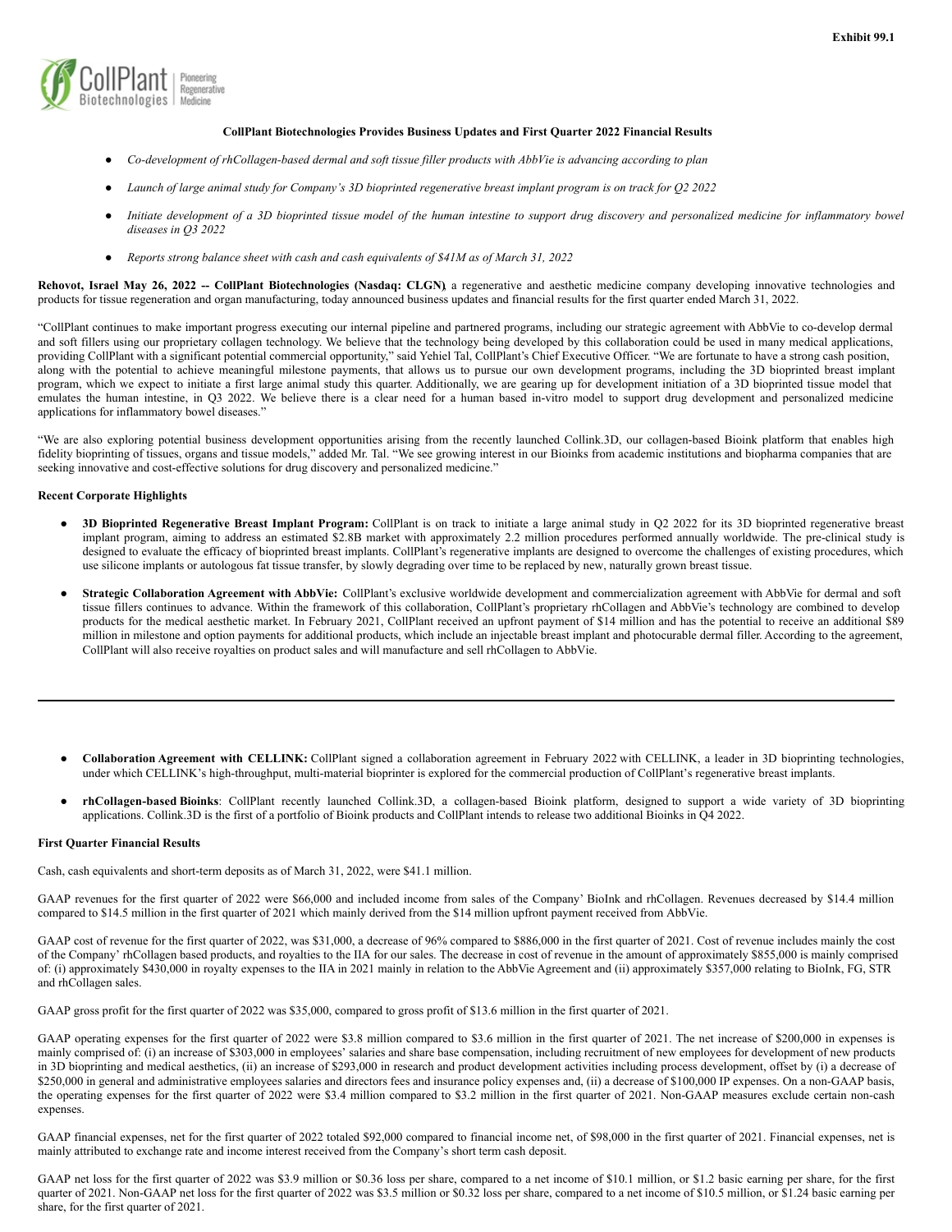Exhibit 99.1

**CollPlant Biotechnologies Provides Business Updates and First Quarter 2022 Financial Results**

- *Co-development of rhCollagen-based dermal and soft tissue filler products with AbbVie is advancing according to plan*
- *Launch of large animal study for Company's 3D bioprinted regenerative breast implant program is on track for Q2 2022*
- *Initiate development of a 3D bioprinted tissue model of the human intestine to support drug discovery and personalized medicine for inflammatory bowel diseases in Q3 2022*
- *Reports strong balance sheet with cash and cash equivalents of $41M as of March 31, 2022*

**Rehovot, Israel May 26, 2022 -- CollPlant Biotechnologies (Nasdaq: CLGN)**, a regenerative and aesthetic medicine company developing innovative technologies and products for tissue regeneration and organ manufacturing, today announced business updates and financial results for the first quarter ended March 31, 2022.

"CollPlant continues to make important progress executing our internal pipeline and partnered programs, including our strategic agreement with AbbVie to co-develop dermal and soft fillers using our proprietary collagen technology. We believe that the technology being developed by this collaboration could be used in many medical applications, providing CollPlant with a significant potential commercial opportunity," said Yehiel Tal, CollPlant's Chief Executive Officer. "We are fortunate to have a strong cash position, along with the potential to achieve meaningful milestone payments, that allows us to pursue our own development programs, including the 3D bioprinted breast implant program, which we expect to initiate a first large animal study this quarter. Additionally, we are gearing up for development initiation of a 3D bioprinted tissue model that emulates the human intestine, in Q3 2022. We believe there is a clear need for a human based in-vitro model to support drug development and personalized medicine applications for inflammatory bowel diseases."

"We are also exploring potential business development opportunities arising from the recently launched Collink.3D, our collagen-based Bioink platform that enables high fidelity bioprinting of tissues, organs and tissue models," added Mr. Tal. "We see growing interest in our Bioinks from academic institutions and biopharma companies that are seeking innovative and cost-effective solutions for drug discovery and personalized medicine."

**Recent Corporate Highlights**

- **3D Bioprinted Regenerative Breast Implant Program:** CollPlant is on track to initiate a large animal study in Q2 2022 for its 3D bioprinted regenerative breast implant program, aiming to address an estimated $2.8B market with approximately 2.2 million procedures performed annually worldwide. The pre-clinical study is designed to evaluate the efficacy of bioprinted breast implants. CollPlant's regenerative implants are designed to overcome the challenges of existing procedures, which use silicone implants or autologous fat tissue transfer, by slowly degrading over time to be replaced by new, naturally grown breast tissue.
- **Strategic Collaboration Agreement with AbbVie:** CollPlant's exclusive worldwide development and commercialization agreement with AbbVie for dermal and soft tissue fillers continues to advance. Within the framework of this collaboration, CollPlant's proprietary rhCollagen and AbbVie's technology are combined to develop products for the medical aesthetic market. In February 2021, CollPlant received an upfront payment of $14 million and has the potential to receive an additional $89 million in milestone and option payments for additional products, which include an injectable breast implant and photocurable dermal filler. According to the agreement, CollPlant will also receive royalties on product sales and will manufacture and sell rhCollagen to AbbVie.

---

- **Collaboration Agreement with CELLINK:** CollPlant signed a collaboration agreement in February 2022 with CELLINK, a leader in 3D bioprinting technologies, under which CELLINK's high-throughput, multi-material bioprinter is explored for the commercial production of CollPlant's regenerative breast implants.
- **rhCollagen-based Bioinks**: CollPlant recently launched Collink.3D, a collagen-based Bioink platform, designed to support a wide variety of 3D bioprinting applications. Collink.3D is the first of a portfolio of Bioink products and CollPlant intends to release two additional Bioinks in Q4 2022.

**First Quarter Financial Results**

Cash, cash equivalents and short-term deposits as of March 31, 2022, were $41.1 million.

GAAP revenues for the first quarter of 2022 were $66,000 and included income from sales of the Company' BioInk and rhCollagen. Revenues decreased by $14.4 million compared to $14.5 million in the first quarter of 2021 which mainly derived from the $14 million upfront payment received from AbbVie.

GAAP cost of revenue for the first quarter of 2022, was $31,000, a decrease of 96% compared to $886,000 in the first quarter of 2021. Cost of revenue includes mainly the cost of the Company' rhCollagen based products, and royalties to the IIA for our sales. The decrease in cost of revenue in the amount of approximately $855,000 is mainly comprised of: (i) approximately $430,000 in royalty expenses to the IIA in 2021 mainly in relation to the AbbVie Agreement and (ii) approximately $357,000 relating to BioInk, FG, STR and rhCollagen sales.

GAAP gross profit for the first quarter of 2022 was $35,000, compared to gross profit of $13.6 million in the first quarter of 2021.

GAAP operating expenses for the first quarter of 2022 were $3.8 million compared to $3.6 million in the first quarter of 2021. The net increase of $200,000 in expenses is mainly comprised of: (i) an increase of $303,000 in employees' salaries and share base compensation, including recruitment of new employees for development of new products in 3D bioprinting and medical aesthetics, (ii) an increase of $293,000 in research and product development activities including process development, offset by (i) a decrease of $250,000 in general and administrative employees salaries and directors fees and insurance policy expenses and, (ii) a decrease of $100,000 IP expenses. On a non-GAAP basis, the operating expenses for the first quarter of 2022 were $3.4 million compared to $3.2 million in the first quarter of 2021. Non-GAAP measures exclude certain non-cash expenses.

GAAP financial expenses, net for the first quarter of 2022 totaled $92,000 compared to financial income net, of $98,000 in the first quarter of 2021. Financial expenses, net is mainly attributed to exchange rate and income interest received from the Company's short term cash deposit.

GAAP net loss for the first quarter of 2022 was $3.9 million or $0.36 loss per share, compared to a net income of $10.1 million, or $1.2 basic earning per share, for the first quarter of 2021. Non-GAAP net loss for the first quarter of 2022 was $3.5 million or $0.32 loss per share, compared to a net income of $10.5 million, or $1.24 basic earning per share, for the first quarter of 2021.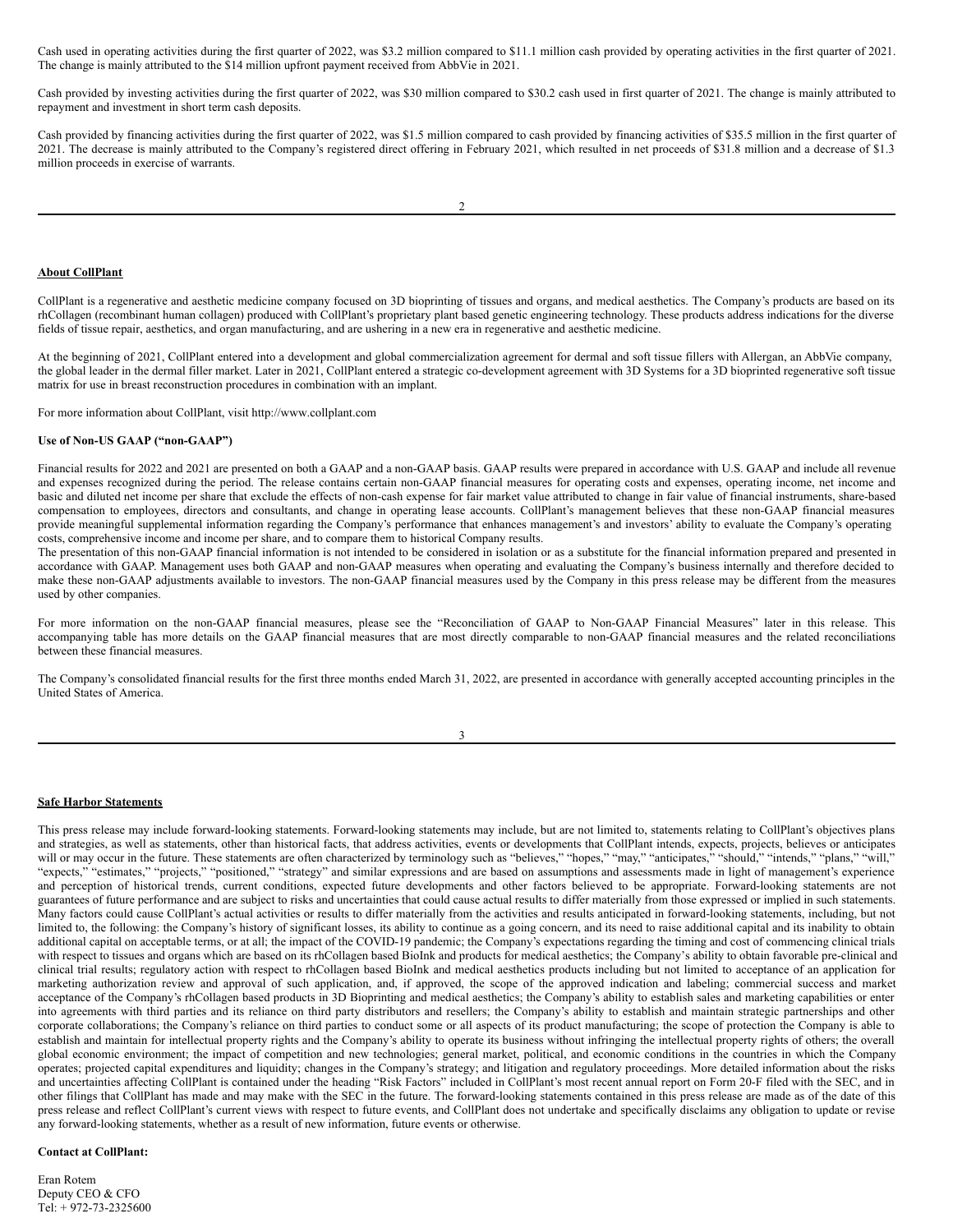Cash used in operating activities during the first quarter of 2022, was $3.2 million compared to $11.1 million cash provided by operating activities in the first quarter of 2021. The change is mainly attributed to the $14 million upfront payment received from AbbVie in 2021.

Cash provided by investing activities during the first quarter of 2022, was $30 million compared to $30.2 cash used in first quarter of 2021. The change is mainly attributed to repayment and investment in short term cash deposits.

Cash provided by financing activities during the first quarter of 2022, was $1.5 million compared to cash provided by financing activities of $35.5 million in the first quarter of 2021. The decrease is mainly attributed to the Company's registered direct offering in February 2021, which resulted in net proceeds of $31.8 million and a decrease of $1.3 million proceeds in exercise of warrants.

**About CollPlant**

CollPlant is a regenerative and aesthetic medicine company focused on 3D bioprinting of tissues and organs, and medical aesthetics. The Company's products are based on its rhCollagen (recombinant human collagen) produced with CollPlant's proprietary plant based genetic engineering technology. These products address indications for the diverse fields of tissue repair, aesthetics, and organ manufacturing, and are ushering in a new era in regenerative and aesthetic medicine.

At the beginning of 2021, CollPlant entered into a development and global commercialization agreement for dermal and soft tissue fillers with Allergan, an AbbVie company, the global leader in the dermal filler market. Later in 2021, CollPlant entered a strategic co-development agreement with 3D Systems for a 3D bioprinted regenerative soft tissue matrix for use in breast reconstruction procedures in combination with an implant.

For more information about CollPlant, visit http://www.collplant.com

**Use of Non-US GAAP ("non-GAAP")**

Financial results for 2022 and 2021 are presented on both a GAAP and a non-GAAP basis. GAAP results were prepared in accordance with U.S. GAAP and include all revenue and expenses recognized during the period. The release contains certain non-GAAP financial measures for operating costs and expenses, operating income, net income and basic and diluted net income per share that exclude the effects of non-cash expense for fair market value attributed to change in fair value of financial instruments, share-based compensation to employees, directors and consultants, and change in operating lease accounts. CollPlant's management believes that these non-GAAP financial measures provide meaningful supplemental information regarding the Company's performance that enhances management's and investors' ability to evaluate the Company's operating costs, comprehensive income and income per share, and to compare them to historical Company results.
The presentation of this non-GAAP financial information is not intended to be considered in isolation or as a substitute for the financial information prepared and presented in accordance with GAAP. Management uses both GAAP and non-GAAP measures when operating and evaluating the Company's business internally and therefore decided to make these non-GAAP adjustments available to investors. The non-GAAP financial measures used by the Company in this press release may be different from the measures used by other companies.

For more information on the non-GAAP financial measures, please see the "Reconciliation of GAAP to Non-GAAP Financial Measures" later in this release. This accompanying table has more details on the GAAP financial measures that are most directly comparable to non-GAAP financial measures and the related reconciliations between these financial measures.

The Company's consolidated financial results for the first three months ended March 31, 2022, are presented in accordance with generally accepted accounting principles in the United States of America.

**Safe Harbor Statements**

This press release may include forward-looking statements. Forward-looking statements may include, but are not limited to, statements relating to CollPlant's objectives plans and strategies, as well as statements, other than historical facts, that address activities, events or developments that CollPlant intends, expects, projects, believes or anticipates will or may occur in the future. These statements are often characterized by terminology such as "believes," "hopes," "may," "anticipates," "should," "intends," "plans," "will," "expects," "estimates," "projects," "positioned," "strategy" and similar expressions and are based on assumptions and assessments made in light of management's experience and perception of historical trends, current conditions, expected future developments and other factors believed to be appropriate. Forward-looking statements are not guarantees of future performance and are subject to risks and uncertainties that could cause actual results to differ materially from those expressed or implied in such statements. Many factors could cause CollPlant's actual activities or results to differ materially from the activities and results anticipated in forward-looking statements, including, but not limited to, the following: the Company's history of significant losses, its ability to continue as a going concern, and its need to raise additional capital and its inability to obtain additional capital on acceptable terms, or at all; the impact of the COVID-19 pandemic; the Company's expectations regarding the timing and cost of commencing clinical trials with respect to tissues and organs which are based on its rhCollagen based BioInk and products for medical aesthetics; the Company's ability to obtain favorable pre-clinical and clinical trial results; regulatory action with respect to rhCollagen based BioInk and medical aesthetics products including but not limited to acceptance of an application for marketing authorization review and approval of such application, and, if approved, the scope of the approved indication and labeling; commercial success and market acceptance of the Company's rhCollagen based products in 3D Bioprinting and medical aesthetics; the Company's ability to establish sales and marketing capabilities or enter into agreements with third parties and its reliance on third party distributors and resellers; the Company's ability to establish and maintain strategic partnerships and other corporate collaborations; the Company's reliance on third parties to conduct some or all aspects of its product manufacturing; the scope of protection the Company is able to establish and maintain for intellectual property rights and the Company's ability to operate its business without infringing the intellectual property rights of others; the overall global economic environment; the impact of competition and new technologies; general market, political, and economic conditions in the countries in which the Company operates; projected capital expenditures and liquidity; changes in the Company's strategy; and litigation and regulatory proceedings. More detailed information about the risks and uncertainties affecting CollPlant is contained under the heading "Risk Factors" included in CollPlant's most recent annual report on Form 20-F filed with the SEC, and in other filings that CollPlant has made and may make with the SEC in the future. The forward-looking statements contained in this press release are made as of the date of this press release and reflect CollPlant's current views with respect to future events, and CollPlant does not undertake and specifically disclaims any obligation to update or revise any forward-looking statements, whether as a result of new information, future events or otherwise.

**Contact at CollPlant:**

Eran Rotem
Deputy CEO & CFO
Tel: + 972-73-2325600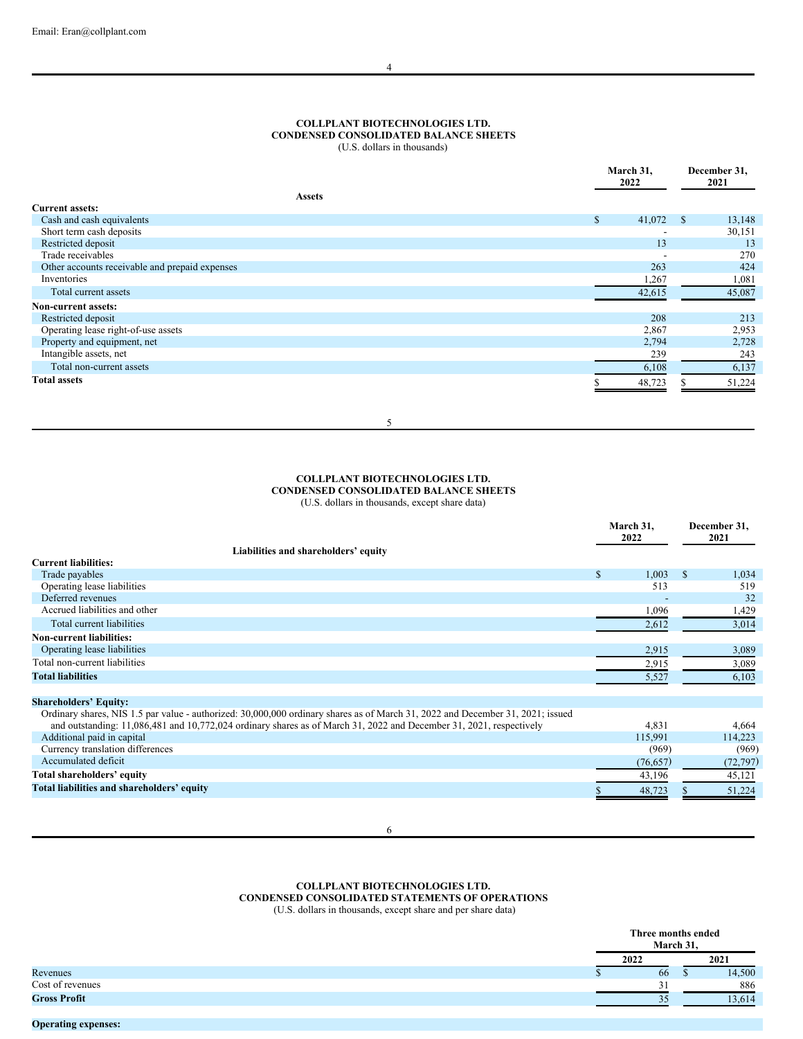Email: Eran@collplant.com

**COLLPLANT BIOTECHNOLOGIES LTD.**
**CONDENSED CONSOLIDATED BALANCE SHEETS**
(U.S. dollars in thousands)

| Assets | March 31, 2022 | December 31, 2021 |
|---|---|---|
| **Current assets:** | | |
| Cash and cash equivalents | $ 41,072 | $ 13,148 |
| Short term cash deposits | - | 30,151 |
| Restricted deposit | 13 | 13 |
| Trade receivables | - | 270 |
| Other accounts receivable and prepaid expenses | 263 | 424 |
| Inventories | 1,267 | 1,081 |
| Total current assets | 42,615 | 45,087 |
| **Non-current assets:** | | |
| Restricted deposit | 208 | 213 |
| Operating lease right-of-use assets | 2,867 | 2,953 |
| Property and equipment, net | 2,794 | 2,728 |
| Intangible assets, net | 239 | 243 |
| Total non-current assets | 6,108 | 6,137 |
| **Total assets** | $ 48,723 | $ 51,224 |

**COLLPLANT BIOTECHNOLOGIES LTD.**
**CONDENSED CONSOLIDATED BALANCE SHEETS**
(U.S. dollars in thousands, except share data)

| Liabilities and shareholders' equity | March 31, 2022 | December 31, 2021 |
|---|---|---|
| **Current liabilities:** | | |
| Trade payables | $ 1,003 | $ 1,034 |
| Operating lease liabilities | 513 | 519 |
| Deferred revenues | - | 32 |
| Accrued liabilities and other | 1,096 | 1,429 |
| Total current liabilities | 2,612 | 3,014 |
| **Non-current liabilities:** | | |
| Operating lease liabilities | 2,915 | 3,089 |
| Total non-current liabilities | 2,915 | 3,089 |
| **Total liabilities** | 5,527 | 6,103 |
| | | |
| **Shareholders' Equity:** | | |
| Ordinary shares, NIS 1.5 par value - authorized: 30,000,000 ordinary shares as of March 31, 2022 and December 31, 2021; issued and outstanding: 11,086,481 and 10,772,024 ordinary shares as of March 31, 2022 and December 31, 2021, respectively | 4,831 | 4,664 |
| Additional paid in capital | 115,991 | 114,223 |
| Currency translation differences | (969) | (969) |
| Accumulated deficit | (76,657) | (72,797) |
| **Total shareholders' equity** | 43,196 | 45,121 |
| **Total liabilities and shareholders' equity** | $ 48,723 | $ 51,224 |

**COLLPLANT BIOTECHNOLOGIES LTD.**
**CONDENSED CONSOLIDATED STATEMENTS OF OPERATIONS**
(U.S. dollars in thousands, except share and per share data)

| | Three months ended March 31, | |
|---|---|---|
| | 2022 | 2021 |
| Revenues | $ 66 | $ 14,500 |
| Cost of revenues | 31 | 886 |
| **Gross Profit** | 35 | 13,614 |
| | | |
| **Operating expenses:** | | |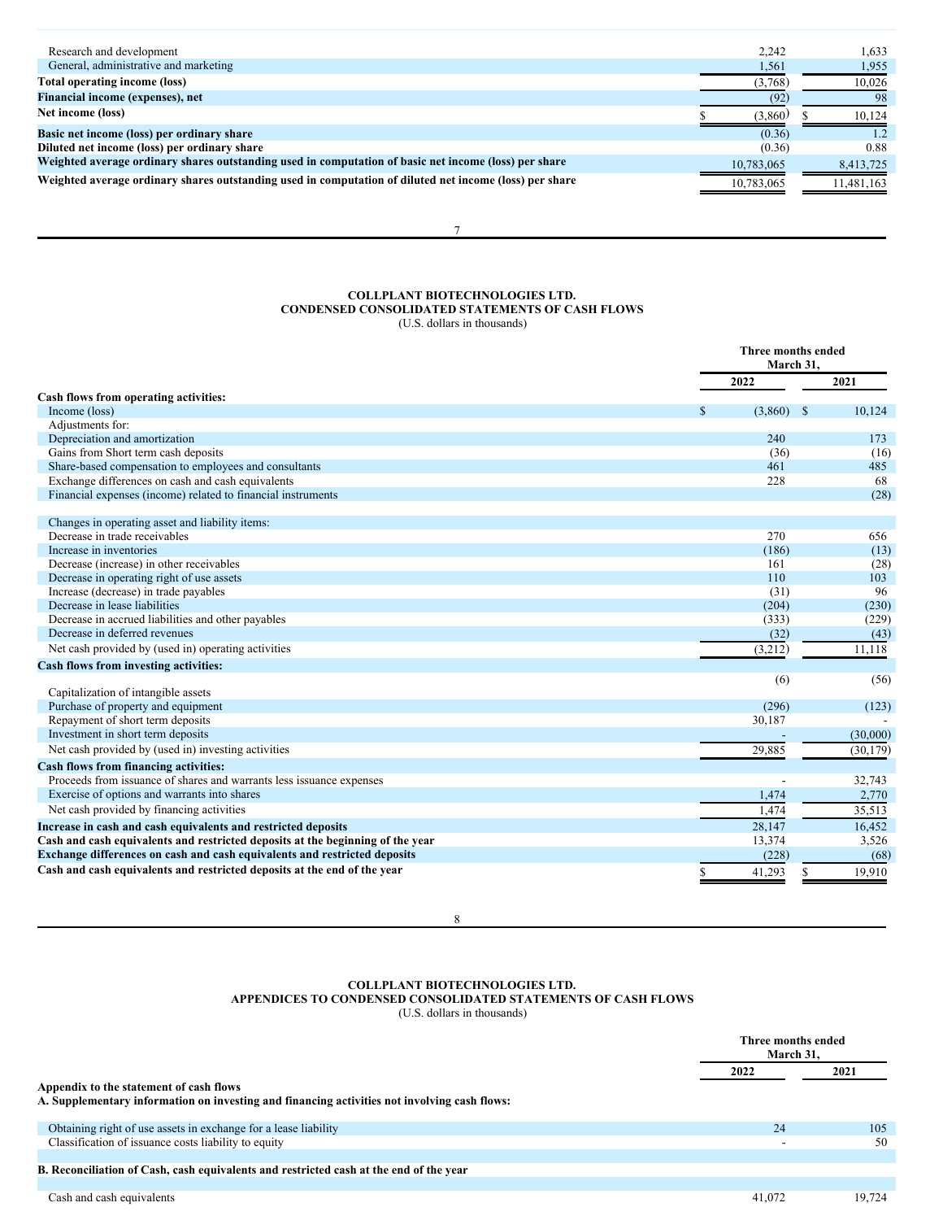| | | |
|---|---|---|
| Research and development | 2,242 | 1,633 |
| General, administrative and marketing | 1,561 | 1,955 |
| **Total operating income (loss)** | (3,768) | 10,026 |
| **Financial income (expenses), net** | (92) | 98 |
| **Net income (loss)** | $ (3,860) | $ 10,124 |
| **Basic net income (loss) per ordinary share** | (0.36) | 1.2 |
| **Diluted net income (loss) per ordinary share** | (0.36) | 0.88 |
| **Weighted average ordinary shares outstanding used in computation of basic net income (loss) per share** | 10,783,065 | 8,413,725 |
| **Weighted average ordinary shares outstanding used in computation of diluted net income (loss) per share** | 10,783,065 | 11,481,163 |

**COLLPLANT BIOTECHNOLOGIES LTD.**
**CONDENSED CONSOLIDATED STATEMENTS OF CASH FLOWS**
(U.S. dollars in thousands)

| | Three months ended March 31, | |
|---|---|---|
| | **2022** | **2021** |
| **Cash flows from operating activities:** | | |
| Income (loss) | $ (3,860) | $ 10,124 |
| Adjustments for: | | |
| Depreciation and amortization | 240 | 173 |
| Gains from Short term cash deposits | (36) | (16) |
| Share-based compensation to employees and consultants | 461 | 485 |
| Exchange differences on cash and cash equivalents | 228 | 68 |
| Financial expenses (income) related to financial instruments | | (28) |
| | | |
| Changes in operating asset and liability items: | | |
| Decrease in trade receivables | 270 | 656 |
| Increase in inventories | (186) | (13) |
| Decrease (increase) in other receivables | 161 | (28) |
| Decrease in operating right of use assets | 110 | 103 |
| Increase (decrease) in trade payables | (31) | 96 |
| Decrease in lease liabilities | (204) | (230) |
| Decrease in accrued liabilities and other payables | (333) | (229) |
| Decrease in deferred revenues | (32) | (43) |
| Net cash provided by (used in) operating activities | (3,212) | 11,118 |
| **Cash flows from investing activities:** | | |
| Capitalization of intangible assets | (6) | (56) |
| Purchase of property and equipment | (296) | (123) |
| Repayment of short term deposits | 30,187 | - |
| Investment in short term deposits | - | (30,000) |
| Net cash provided by (used in) investing activities | 29,885 | (30,179) |
| **Cash flows from financing activities:** | | |
| Proceeds from issuance of shares and warrants less issuance expenses | - | 32,743 |
| Exercise of options and warrants into shares | 1,474 | 2,770 |
| Net cash provided by financing activities | 1,474 | 35,513 |
| **Increase in cash and cash equivalents and restricted deposits** | 28,147 | 16,452 |
| **Cash and cash equivalents and restricted deposits at the beginning of the year** | 13,374 | 3,526 |
| **Exchange differences on cash and cash equivalents and restricted deposits** | (228) | (68) |
| **Cash and cash equivalents and restricted deposits at the end of the year** | $ 41,293 | $ 19,910 |

**COLLPLANT BIOTECHNOLOGIES LTD.**
**APPENDICES TO CONDENSED CONSOLIDATED STATEMENTS OF CASH FLOWS**
(U.S. dollars in thousands)

| | Three months ended March 31, | |
|---|---|---|
| | **2022** | **2021** |
| **Appendix to the statement of cash flows** | | |
| **A. Supplementary information on investing and financing activities not involving cash flows:** | | |
| Obtaining right of use assets in exchange for a lease liability | 24 | 105 |
| Classification of issuance costs liability to equity | - | 50 |
| | | |
| **B. Reconciliation of Cash, cash equivalents and restricted cash at the end of the year** | | |
| Cash and cash equivalents | 41,072 | 19,724 |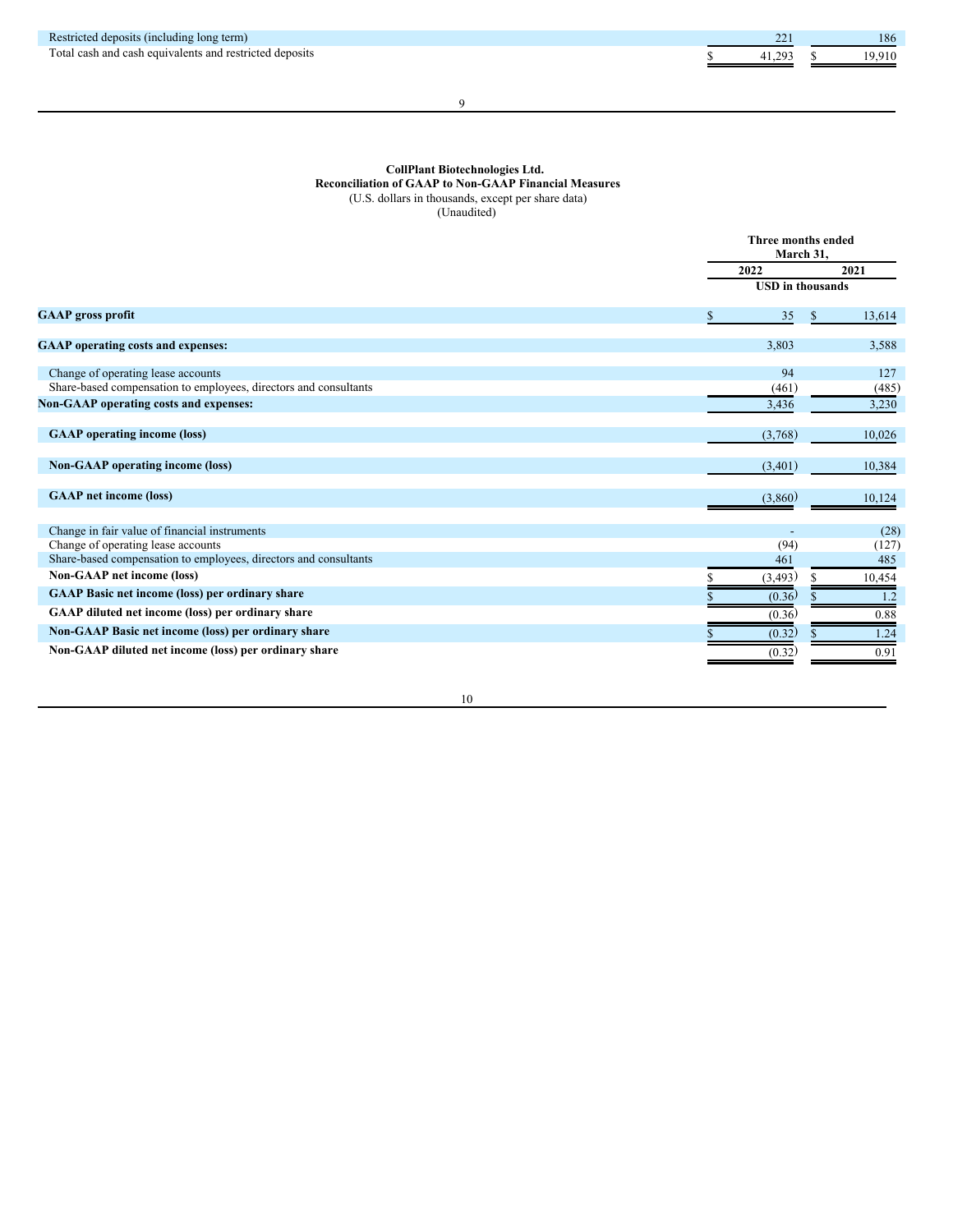| | | |
|---|---|---|
| Restricted deposits (including long term) | 221 | 186 |
| Total cash and cash equivalents and restricted deposits | $ 41,293 | $ 19,910 |

**CollPlant Biotechnologies Ltd.**
**Reconciliation of GAAP to Non-GAAP Financial Measures**
(U.S. dollars in thousands, except per share data)
(Unaudited)

| | Three months ended March 31, | |
|---|---|---|
| | 2022 | 2021 |
| | USD in thousands | |
| **GAAP gross profit** | $ 35 | $ 13,614 |
| **GAAP operating costs and expenses:** | 3,803 | 3,588 |
| Change of operating lease accounts | 94 | 127 |
| Share-based compensation to employees, directors and consultants | (461) | (485) |
| **Non-GAAP operating costs and expenses:** | 3,436 | 3,230 |
| **GAAP operating income (loss)** | (3,768) | 10,026 |
| **Non-GAAP operating income (loss)** | (3,401) | 10,384 |
| **GAAP net income (loss)** | (3,860) | 10,124 |
| Change in fair value of financial instruments | - | (28) |
| Change of operating lease accounts | (94) | (127) |
| Share-based compensation to employees, directors and consultants | 461 | 485 |
| **Non-GAAP net income (loss)** | $ (3,493) | $ 10,454 |
| **GAAP Basic net income (loss) per ordinary share** | $ (0.36) | $ 1.2 |
| **GAAP diluted net income (loss) per ordinary share** | (0.36) | 0.88 |
| **Non-GAAP Basic net income (loss) per ordinary share** | $ (0.32) | $ 1.24 |
| **Non-GAAP diluted net income (loss) per ordinary share** | (0.32) | 0.91 |